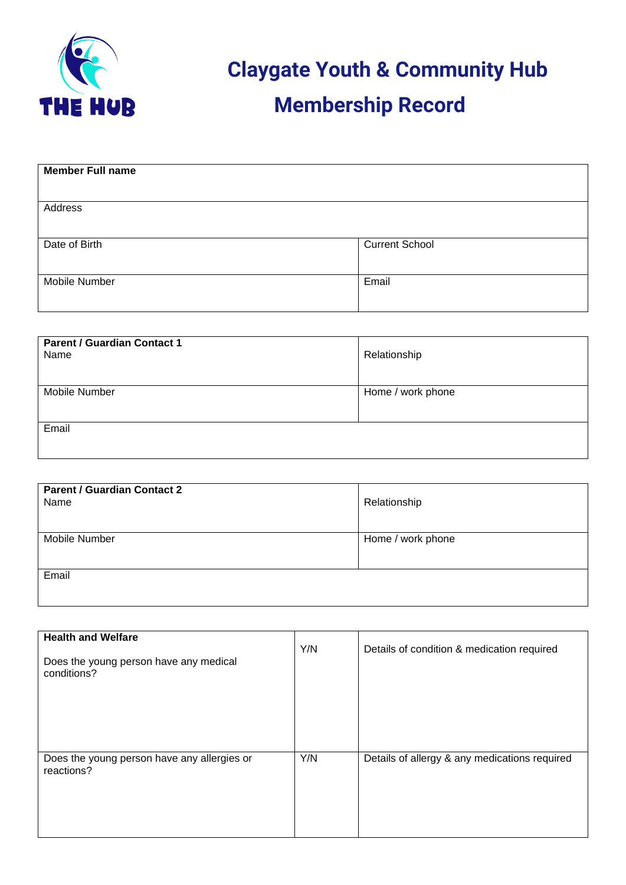THE HUB

# Claygate Youth & Community Hub

# Membership Record

| **Member Full name** | |
|---|---|
| Address | |
| Date of Birth | Current School |
| Mobile Number | Email |

| **Parent / Guardian Contact 1** Name | Relationship |
|---|---|
| Mobile Number | Home / work phone |
| Email | |

| **Parent / Guardian Contact 2** Name | Relationship |
|---|---|
| Mobile Number | Home / work phone |
| Email | |

| **Health and Welfare** Does the young person have any medical conditions? | Y/N | Details of condition & medication required |
|---|---|---|
| Does the young person have any allergies or reactions? | Y/N | Details of allergy & any medications required |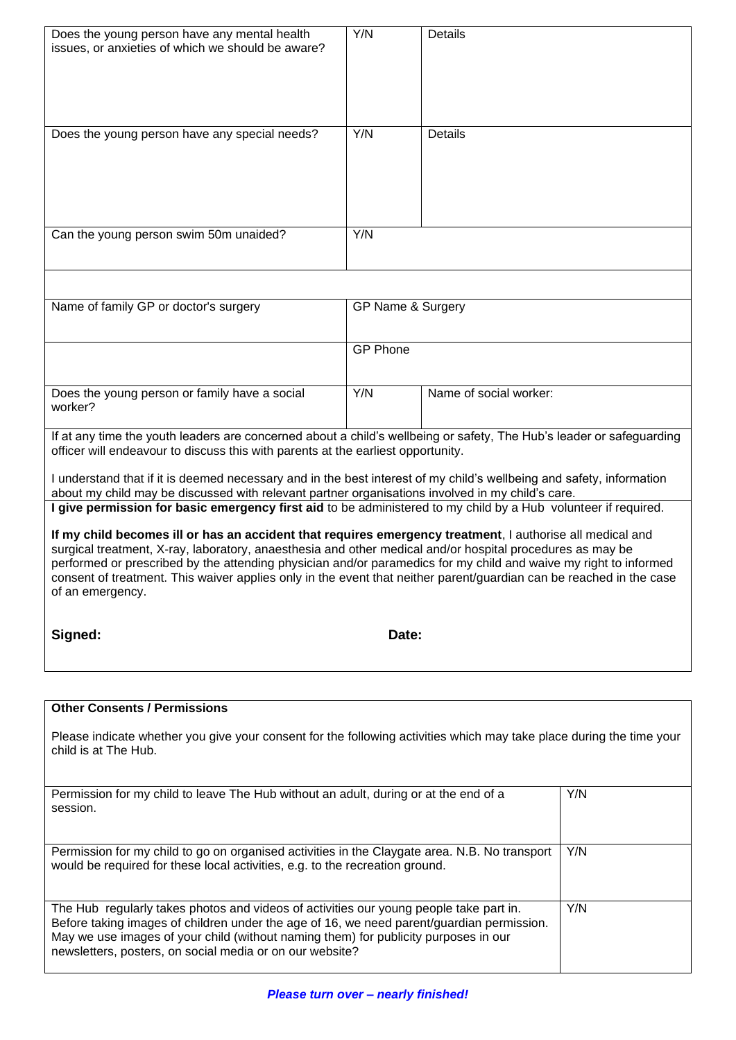| | | |
|---|---|---|
| Does the young person have any mental health issues, or anxieties of which we should be aware? | Y/N | Details |
| Does the young person have any special needs? | Y/N | Details |
| Can the young person swim 50m unaided? | Y/N | |
| | | |
| Name of family GP or doctor's surgery | GP Name & Surgery | |
| | GP Phone | |
| Does the young person or family have a social worker? | Y/N | Name of social worker: |

If at any time the youth leaders are concerned about a child's wellbeing or safety, The Hub's leader or safeguarding officer will endeavour to discuss this with parents at the earliest opportunity.

I understand that if it is deemed necessary and in the best interest of my child's wellbeing and safety, information about my child may be discussed with relevant partner organisations involved in my child's care.

**I give permission for basic emergency first aid** to be administered to my child by a Hub volunteer if required.

**If my child becomes ill or has an accident that requires emergency treatment**, I authorise all medical and surgical treatment, X-ray, laboratory, anaesthesia and other medical and/or hospital procedures as may be performed or prescribed by the attending physician and/or paramedics for my child and waive my right to informed consent of treatment. This waiver applies only in the event that neither parent/guardian can be reached in the case of an emergency.

**Signed:** **Date:**

**Other Consents / Permissions**

Please indicate whether you give your consent for the following activities which may take place during the time your child is at The Hub.

| | |
|---|---|
| Permission for my child to leave The Hub without an adult, during or at the end of a session. | Y/N |
| Permission for my child to go on organised activities in the Claygate area. N.B. No transport would be required for these local activities, e.g. to the recreation ground. | Y/N |
| The Hub regularly takes photos and videos of activities our young people take part in. Before taking images of children under the age of 16, we need parent/guardian permission. May we use images of your child (without naming them) for publicity purposes in our newsletters, posters, on social media or on our website? | Y/N |

***Please turn over – nearly finished!***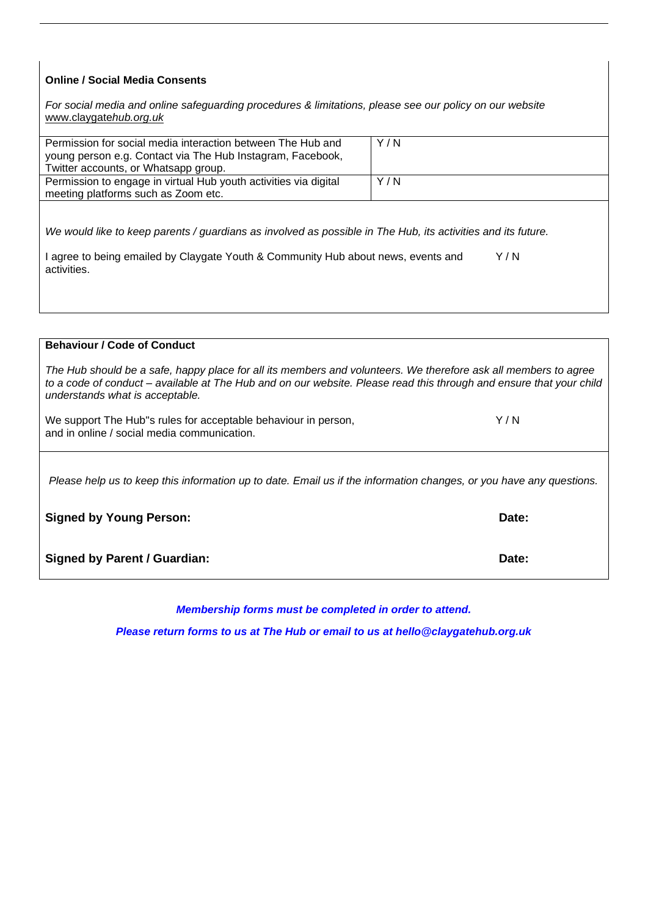**Online / Social Media Consents**

*For social media and online safeguarding procedures & limitations, please see our policy on our website* www.claygatehub.org.uk

| Permission for social media interaction between The Hub and young person e.g. Contact via The Hub Instagram, Facebook, Twitter accounts, or Whatsapp group. | Y / N |
|---|---|
| Permission to engage in virtual Hub youth activities via digital meeting platforms such as Zoom etc. | Y / N |

*We would like to keep parents / guardians as involved as possible in The Hub, its activities and its future.*

I agree to being emailed by Claygate Youth & Community Hub about news, events and activities. Y / N

**Behaviour / Code of Conduct**

*The Hub should be a safe, happy place for all its members and volunteers. We therefore ask all members to agree to a code of conduct – available at The Hub and on our website. Please read this through and ensure that your child understands what is acceptable.*

We support The Hub"s rules for acceptable behaviour in person, and in online / social media communication. Y / N

*Please help us to keep this information up to date. Email us if the information changes, or you have any questions.*

**Signed by Young Person:** **Date:**

**Signed by Parent / Guardian:** **Date:**

***Membership forms must be completed in order to attend.***

***Please return forms to us at The Hub or email to us at hello@claygatehub.org.uk***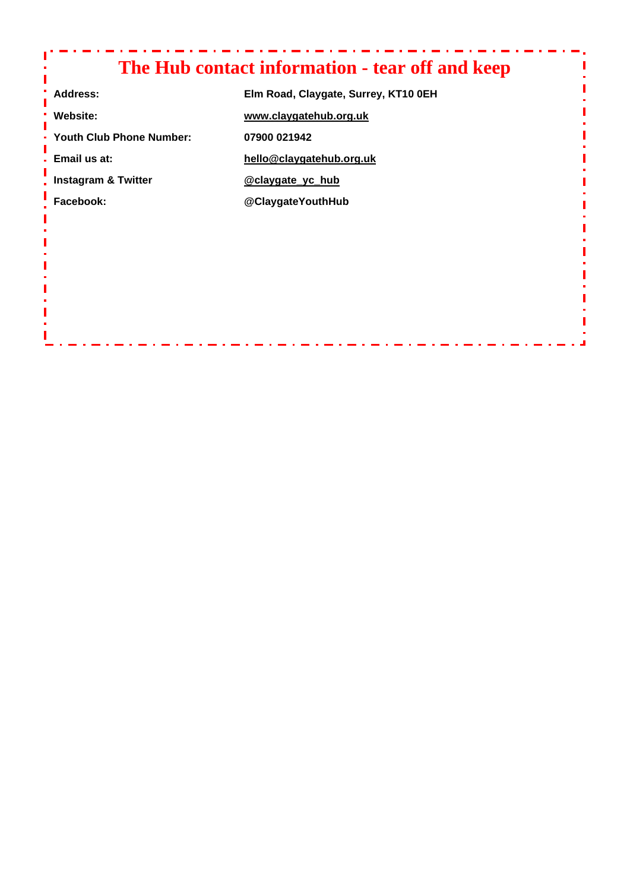# The Hub contact information - tear off and keep

| | |
|---|---|
| **Address:** | **Elm Road, Claygate, Surrey, KT10 0EH** |
| **Website:** | **www.claygatehub.org.uk** |
| **Youth Club Phone Number:** | **07900 021942** |
| **Email us at:** | **hello@claygatehub.org.uk** |
| **Instagram & Twitter** | **@claygate_yc_hub** |
| **Facebook:** | **@ClaygateYouthHub** |